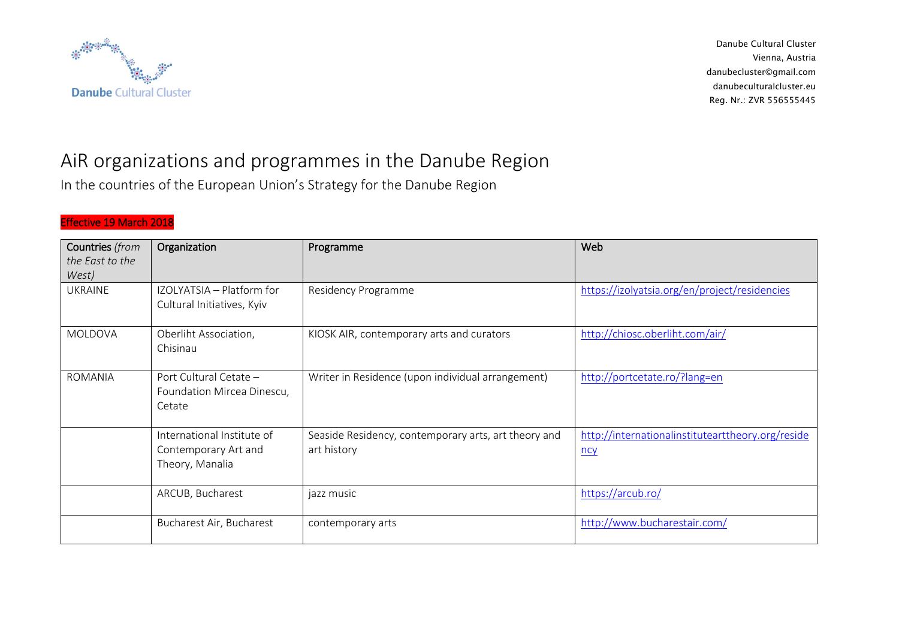Danube Cultural Cluster
Vienna, Austria
danubecluster©gmail.com
danubeculturalcluster.eu
Reg. Nr.: ZVR 556555445

# AiR organizations and programmes in the Danube Region

In the countries of the European Union's Strategy for the Danube Region

Effective 19 March 2018

| Countries *(from the East to the West)* | Organization | Programme | Web |
|---|---|---|---|
| UKRAINE | IZOLYATSIA – Platform for Cultural Initiatives, Kyiv | Residency Programme | https://izolyatsia.org/en/project/residencies |
| MOLDOVA | Oberliht Association, Chisinau | KIOSK AIR, contemporary arts and curators | http://chiosc.oberliht.com/air/ |
| ROMANIA | Port Cultural Cetate – Foundation Mircea Dinescu, Cetate | Writer in Residence (upon individual arrangement) | http://portcetate.ro/?lang=en |
| | International Institute of Contemporary Art and Theory, Manalia | Seaside Residency, contemporary arts, art theory and art history | http://internationalinstitutearttheory.org/residency |
| | ARCUB, Bucharest | jazz music | https://arcub.ro/ |
| | Bucharest Air, Bucharest | contemporary arts | http://www.bucharestair.com/ |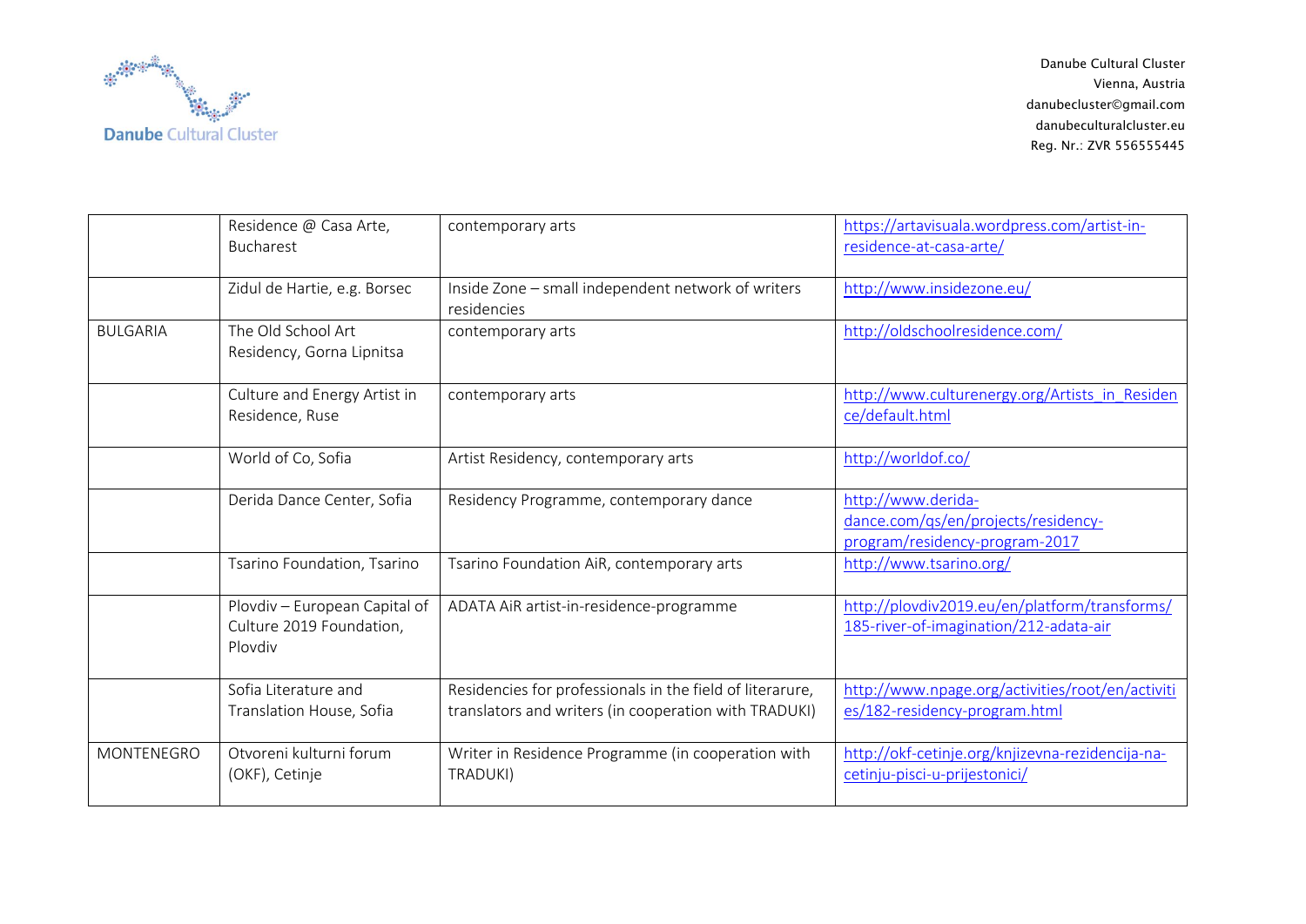| | | | |
|---|---|---|---|
| | Residence @ Casa Arte, Bucharest | contemporary arts | https://artavisuala.wordpress.com/artist-in-residence-at-casa-arte/ |
| | Zidul de Hartie, e.g. Borsec | Inside Zone – small independent network of writers residencies | http://www.insidezone.eu/ |
| BULGARIA | The Old School Art Residency, Gorna Lipnitsa | contemporary arts | http://oldschoolresidence.com/ |
| | Culture and Energy Artist in Residence, Ruse | contemporary arts | http://www.culturenergy.org/Artists_in_Residence/default.html |
| | World of Co, Sofia | Artist Residency, contemporary arts | http://worldof.co/ |
| | Derida Dance Center, Sofia | Residency Programme, contemporary dance | http://www.derida-dance.com/qs/en/projects/residency-program/residency-program-2017 |
| | Tsarino Foundation, Tsarino | Tsarino Foundation AiR, contemporary arts | http://www.tsarino.org/ |
| | Plovdiv – European Capital of Culture 2019 Foundation, Plovdiv | ADATA AiR artist-in-residence-programme | http://plovdiv2019.eu/en/platform/transforms/185-river-of-imagination/212-adata-air |
| | Sofia Literature and Translation House, Sofia | Residencies for professionals in the field of literarure, translators and writers (in cooperation with TRADUKI) | http://www.npage.org/activities/root/en/activities/182-residency-program.html |
| MONTENEGRO | Otvoreni kulturni forum (OKF), Cetinje | Writer in Residence Programme (in cooperation with TRADUKI) | http://okf-cetinje.org/knjizevna-rezidencija-na-cetinju-pisci-u-prijestonici/ |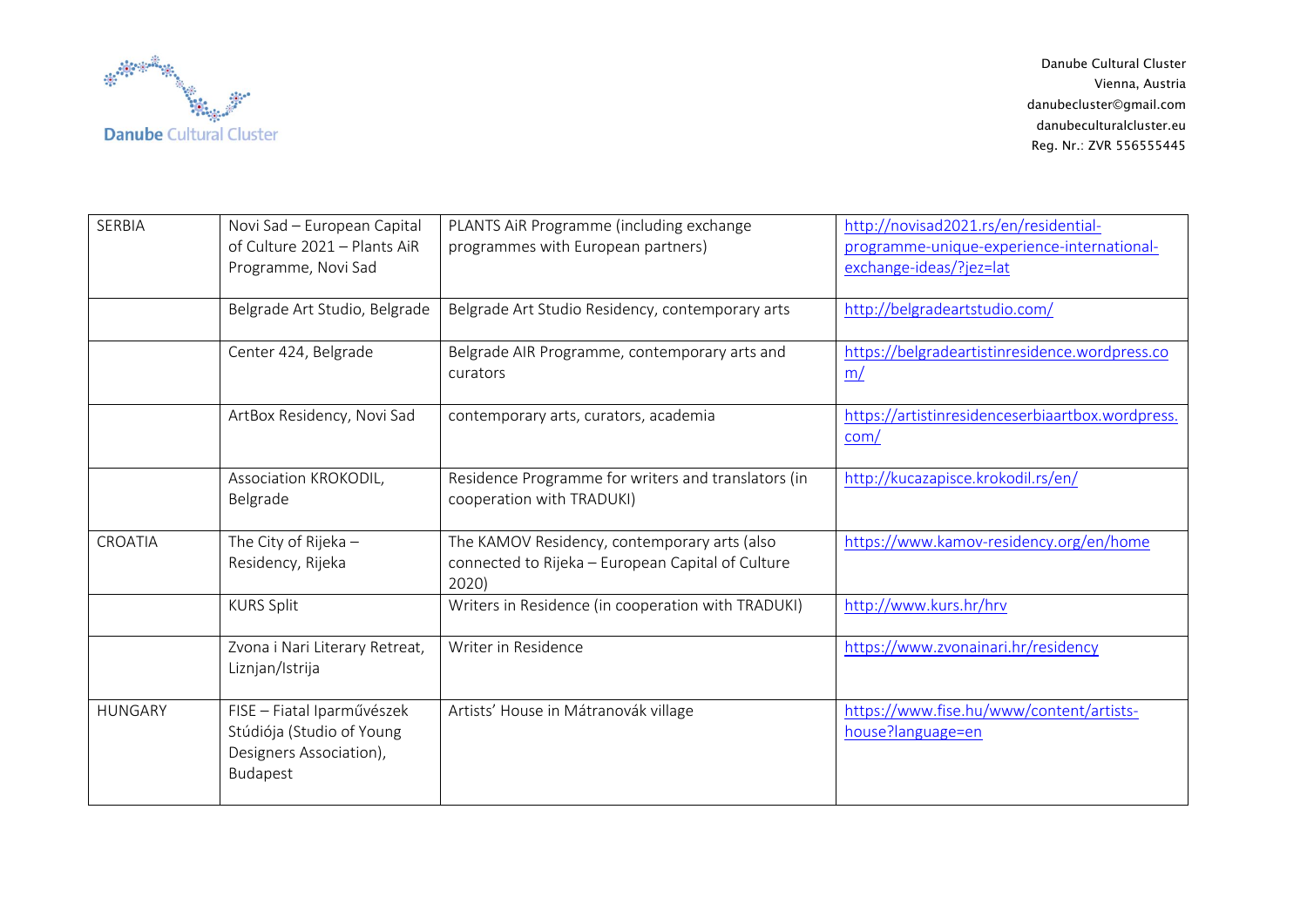| SERBIA | Novi Sad – European Capital of Culture 2021 – Plants AiR Programme, Novi Sad | PLANTS AiR Programme (including exchange programmes with European partners) | http://novisad2021.rs/en/residential-programme-unique-experience-international-exchange-ideas/?jez=lat |
|---|---|---|---|
| | Belgrade Art Studio, Belgrade | Belgrade Art Studio Residency, contemporary arts | http://belgradeartstudio.com/ |
| | Center 424, Belgrade | Belgrade AIR Programme, contemporary arts and curators | https://belgradeartistinresidence.wordpress.com/ |
| | ArtBox Residency, Novi Sad | contemporary arts, curators, academia | https://artistinresidenceserbiaartbox.wordpress.com/ |
| | Association KROKODIL, Belgrade | Residence Programme for writers and translators (in cooperation with TRADUKI) | http://kucazapisce.krokodil.rs/en/ |
| CROATIA | The City of Rijeka – Residency, Rijeka | The KAMOV Residency, contemporary arts (also connected to Rijeka – European Capital of Culture 2020) | https://www.kamov-residency.org/en/home |
| | KURS Split | Writers in Residence (in cooperation with TRADUKI) | http://www.kurs.hr/hrv |
| | Zvona i Nari Literary Retreat, Liznjan/Istrija | Writer in Residence | https://www.zvonainari.hr/residency |
| HUNGARY | FISE – Fiatal Iparművészek Stúdiója (Studio of Young Designers Association), Budapest | Artists' House in Mátranovák village | https://www.fise.hu/www/content/artists-house?language=en |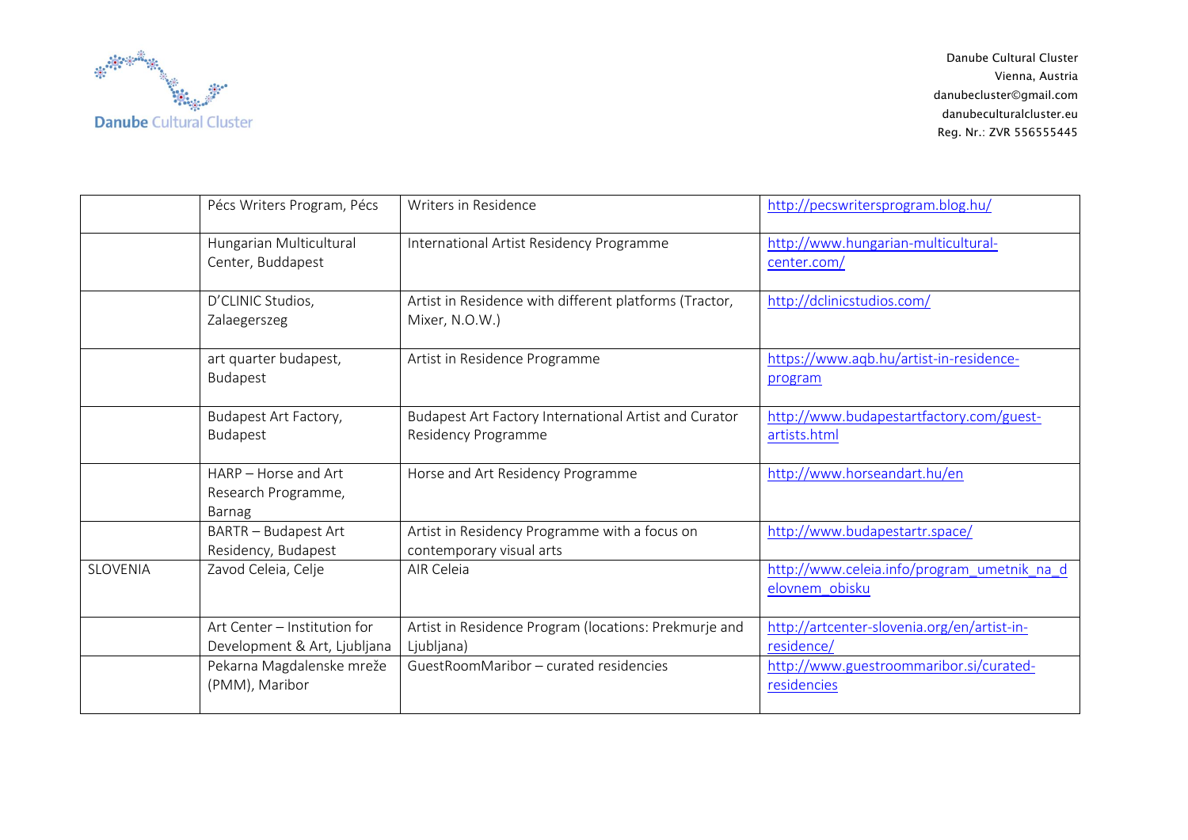| | | | |
|---|---|---|---|
| | Pécs Writers Program, Pécs | Writers in Residence | http://pecswritersprogram.blog.hu/ |
| | Hungarian Multicultural Center, Buddapest | International Artist Residency Programme | http://www.hungarian-multicultural-center.com/ |
| | D'CLINIC Studios, Zalaegerszeg | Artist in Residence with different platforms (Tractor, Mixer, N.O.W.) | http://dclinicstudios.com/ |
| | art quarter budapest, Budapest | Artist in Residence Programme | https://www.aqb.hu/artist-in-residence-program |
| | Budapest Art Factory, Budapest | Budapest Art Factory International Artist and Curator Residency Programme | http://www.budapestartfactory.com/guest-artists.html |
| | HARP – Horse and Art Research Programme, Barnag | Horse and Art Residency Programme | http://www.horseandart.hu/en |
| | BARTR – Budapest Art Residency, Budapest | Artist in Residency Programme with a focus on contemporary visual arts | http://www.budapestartr.space/ |
| SLOVENIA | Zavod Celeia, Celje | AIR Celeia | http://www.celeia.info/program_umetnik_na_delovnem_obisku |
| | Art Center – Institution for Development & Art, Ljubljana | Artist in Residence Program (locations: Prekmurje and Ljubljana) | http://artcenter-slovenia.org/en/artist-in-residence/ |
| | Pekarna Magdalenske mreže (PMM), Maribor | GuestRoomMaribor – curated residencies | http://www.guestroommaribor.si/curated-residencies |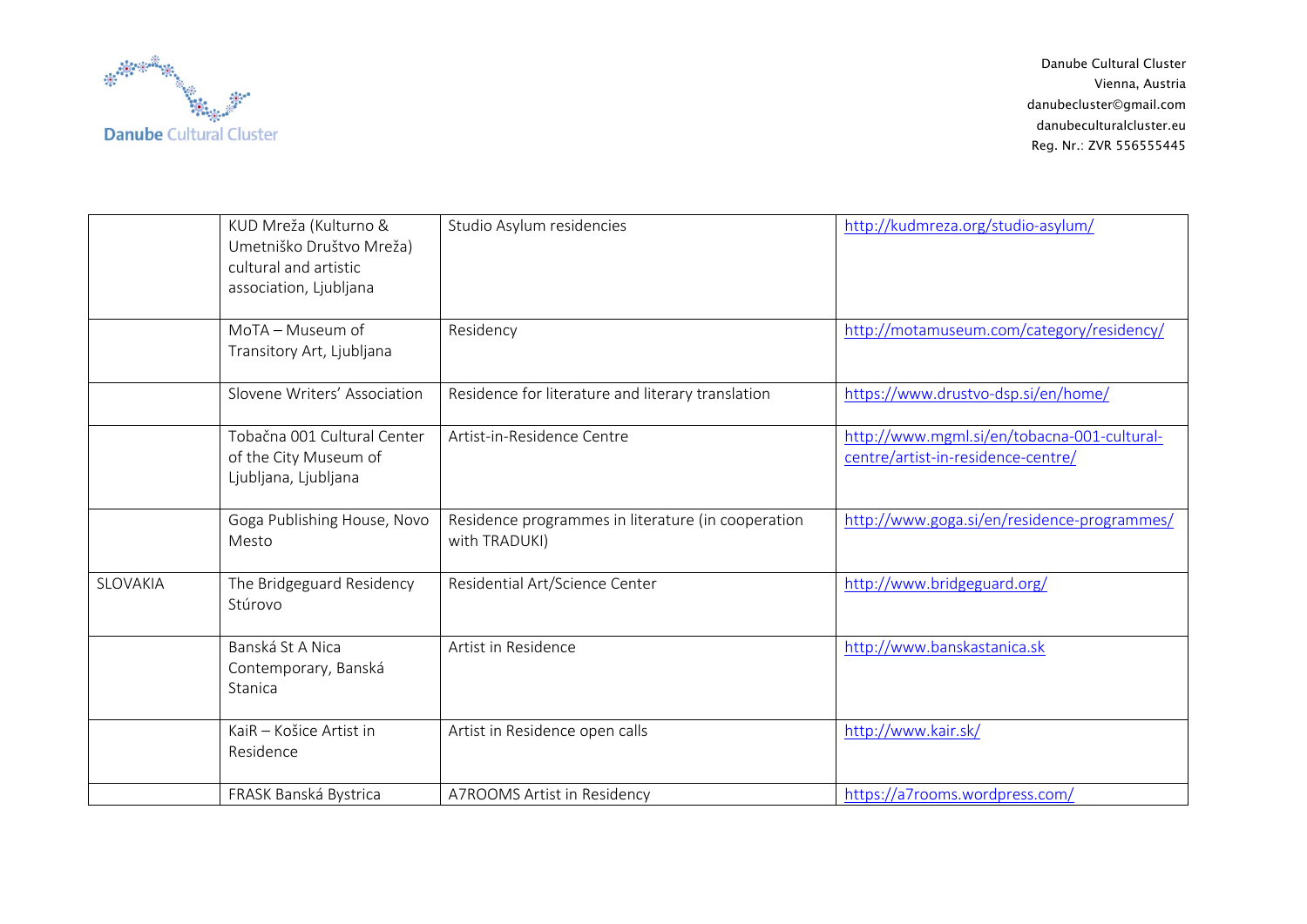| | | | |
|---|---|---|---|
| | KUD Mreža (Kulturno & Umetniško Društvo Mreža) cultural and artistic association, Ljubljana | Studio Asylum residencies | http://kudmreza.org/studio-asylum/ |
| | MoTA – Museum of Transitory Art, Ljubljana | Residency | http://motamuseum.com/category/residency/ |
| | Slovene Writers' Association | Residence for literature and literary translation | https://www.drustvo-dsp.si/en/home/ |
| | Tobačna 001 Cultural Center of the City Museum of Ljubljana, Ljubljana | Artist-in-Residence Centre | http://www.mgml.si/en/tobacna-001-cultural-centre/artist-in-residence-centre/ |
| | Goga Publishing House, Novo Mesto | Residence programmes in literature (in cooperation with TRADUKI) | http://www.goga.si/en/residence-programmes/ |
| SLOVAKIA | The Bridgeguard Residency Stúrovo | Residential Art/Science Center | http://www.bridgeguard.org/ |
| | Banská St A Nica Contemporary, Banská Stanica | Artist in Residence | http://www.banskastanica.sk |
| | KaiR – Košice Artist in Residence | Artist in Residence open calls | http://www.kair.sk/ |
| | FRASK Banská Bystrica | A7ROOMS Artist in Residency | https://a7rooms.wordpress.com/ |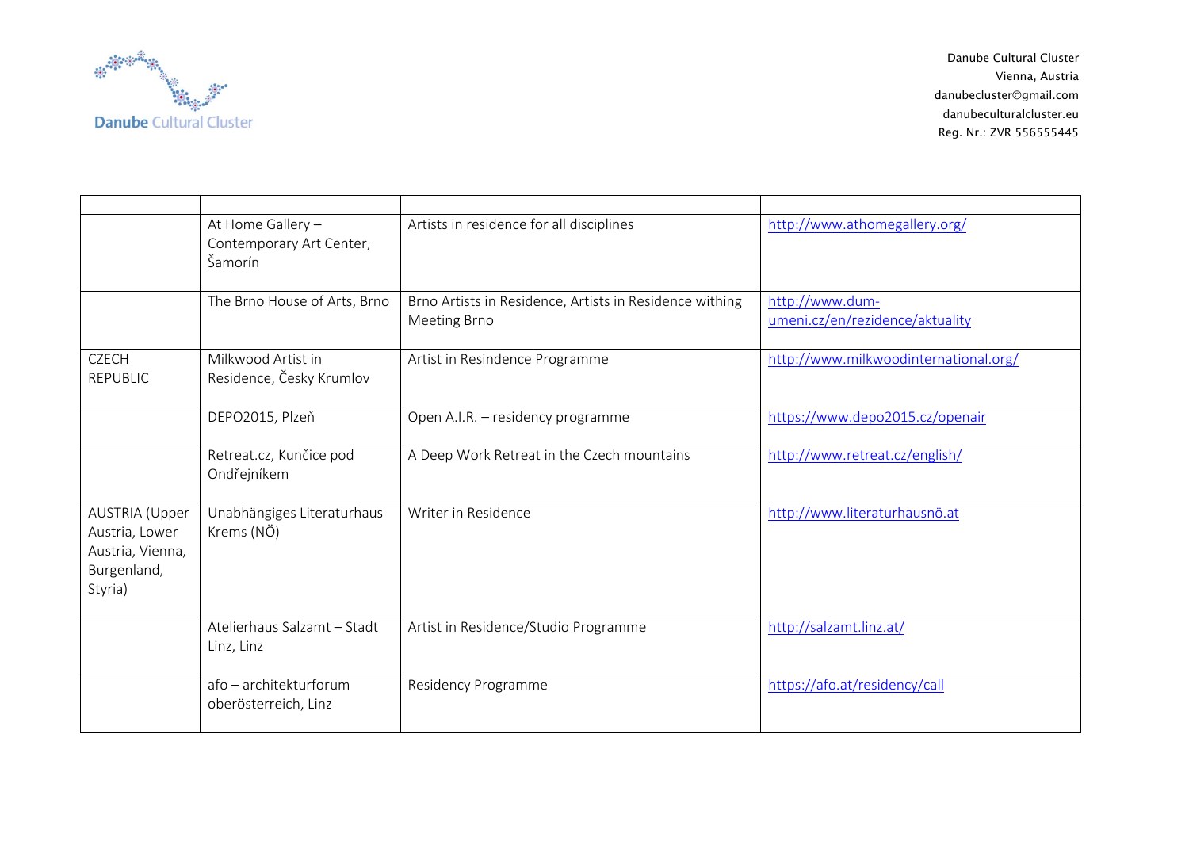| | | | |
|---|---|---|---|
| | At Home Gallery – Contemporary Art Center, Šamorín | Artists in residence for all disciplines | http://www.athomegallery.org/ |
| | The Brno House of Arts, Brno | Brno Artists in Residence, Artists in Residence withing Meeting Brno | http://www.dum-umeni.cz/en/rezidence/aktuality |
| CZECH REPUBLIC | Milkwood Artist in Residence, Česky Krumlov | Artist in Resindence Programme | http://www.milkwoodinternational.org/ |
| | DEPO2015, Plzeň | Open A.I.R. – residency programme | https://www.depo2015.cz/openair |
| | Retreat.cz, Kunčice pod Ondřejníkem | A Deep Work Retreat in the Czech mountains | http://www.retreat.cz/english/ |
| AUSTRIA (Upper Austria, Lower Austria, Vienna, Burgenland, Styria) | Unabhängiges Literaturhaus Krems (NÖ) | Writer in Residence | http://www.literaturhausnö.at |
| | Atelierhaus Salzamt – Stadt Linz, Linz | Artist in Residence/Studio Programme | http://salzamt.linz.at/ |
| | afo – architekturforum oberösterreich, Linz | Residency Programme | https://afo.at/residency/call |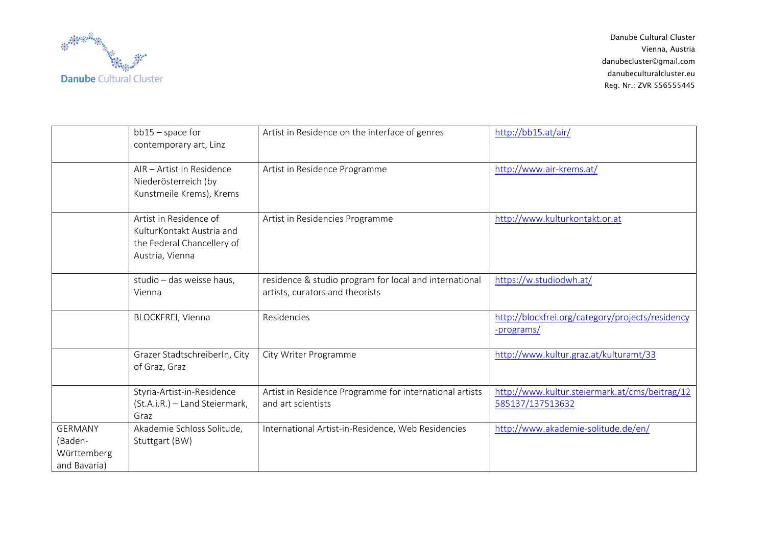| | | | |
|---|---|---|---|
| | bb15 – space for contemporary art, Linz | Artist in Residence on the interface of genres | http://bb15.at/air/ |
| | AIR – Artist in Residence Niederösterreich (by Kunstmeile Krems), Krems | Artist in Residence Programme | http://www.air-krems.at/ |
| | Artist in Residence of KulturKontakt Austria and the Federal Chancellery of Austria, Vienna | Artist in Residencies Programme | http://www.kulturkontakt.or.at |
| | studio – das weisse haus, Vienna | residence & studio program for local and international artists, curators and theorists | https://w.studiodwh.at/ |
| | BLOCKFREI, Vienna | Residencies | http://blockfrei.org/category/projects/residency-programs/ |
| | Grazer StadtschreiberIn, City of Graz, Graz | City Writer Programme | http://www.kultur.graz.at/kulturamt/33 |
| | Styria-Artist-in-Residence (St.A.i.R.) – Land Steiermark, Graz | Artist in Residence Programme for international artists and art scientists | http://www.kultur.steiermark.at/cms/beitrag/12585137/137513632 |
| GERMANY (Baden-Württemberg and Bavaria) | Akademie Schloss Solitude, Stuttgart (BW) | International Artist-in-Residence, Web Residencies | http://www.akademie-solitude.de/en/ |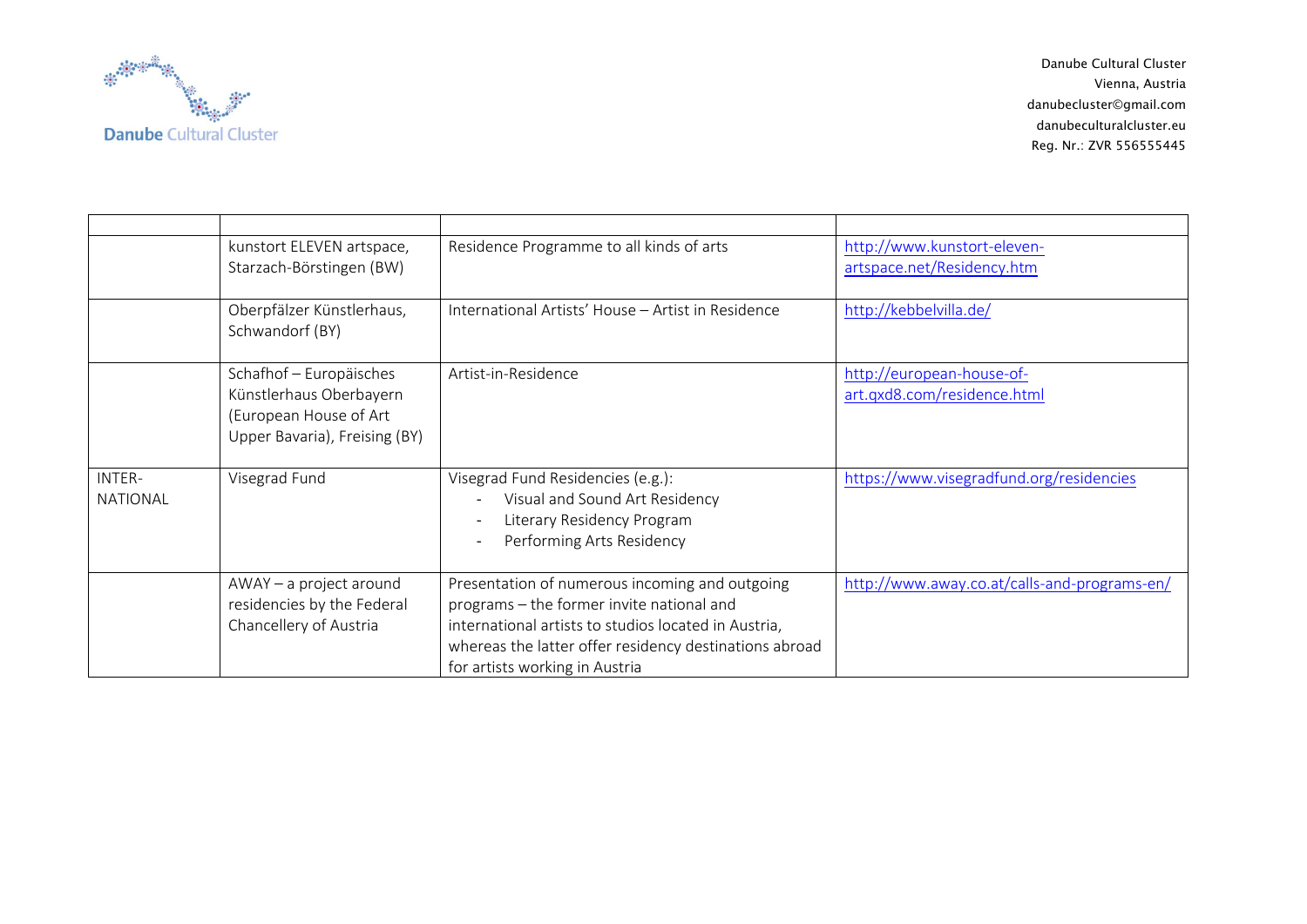| | | | |
|---|---|---|---|
| | kunstort ELEVEN artspace, Starzach-Börstingen (BW) | Residence Programme to all kinds of arts | http://www.kunstort-eleven-artspace.net/Residency.htm |
| | Oberpfälzer Künstlerhaus, Schwandorf (BY) | International Artists' House – Artist in Residence | http://kebbelvilla.de/ |
| | Schafhof – Europäisches Künstlerhaus Oberbayern (European House of Art Upper Bavaria), Freising (BY) | Artist-in-Residence | http://european-house-of-art.qxd8.com/residence.html |
| INTER-NATIONAL | Visegrad Fund | Visegrad Fund Residencies (e.g.):<br>- Visual and Sound Art Residency<br>- Literary Residency Program<br>- Performing Arts Residency | https://www.visegradfund.org/residencies |
| | AWAY – a project around residencies by the Federal Chancellery of Austria | Presentation of numerous incoming and outgoing programs – the former invite national and international artists to studios located in Austria, whereas the latter offer residency destinations abroad for artists working in Austria | http://www.away.co.at/calls-and-programs-en/ |